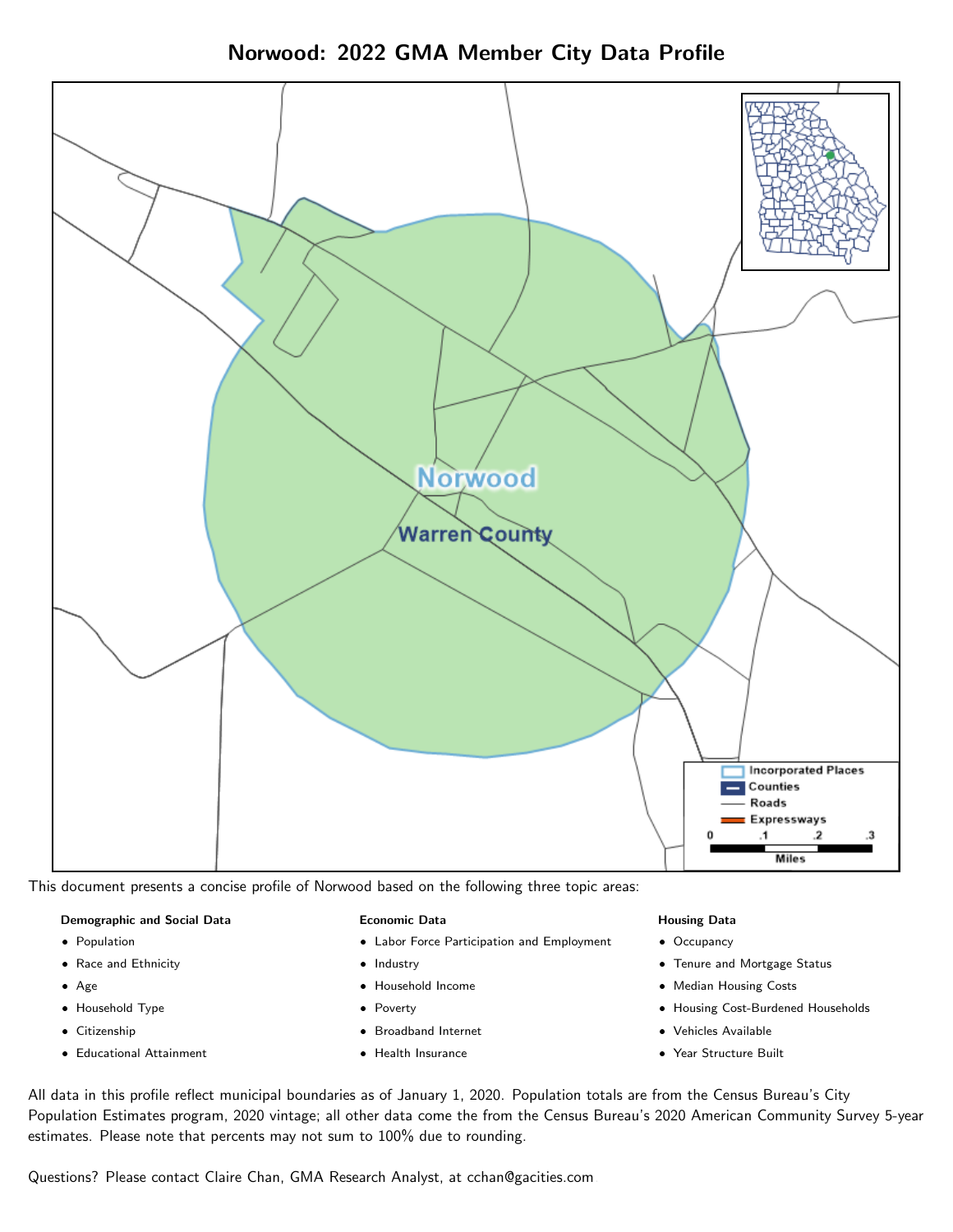# Norwood: 2022 GMA Member City Data Profile

This document presents a concise profile of Norwood based on the following three topic areas:

**Demographic and Social Data**

- Population
- Race and Ethnicity
- Age
- Household Type
- Citizenship
- Educational Attainment

**Economic Data**

- Labor Force Participation and Employment
- Industry
- Household Income
- Poverty
- Broadband Internet
- Health Insurance

**Housing Data**

- Occupancy
- Tenure and Mortgage Status
- Median Housing Costs
- Housing Cost-Burdened Households
- Vehicles Available
- Year Structure Built

All data in this profile reflect municipal boundaries as of January 1, 2020. Population totals are from the Census Bureau's City Population Estimates program, 2020 vintage; all other data come the from the Census Bureau's 2020 American Community Survey 5-year estimates. Please note that percents may not sum to 100% due to rounding.

Questions? Please contact Claire Chan, GMA Research Analyst, at cchan@gacities.com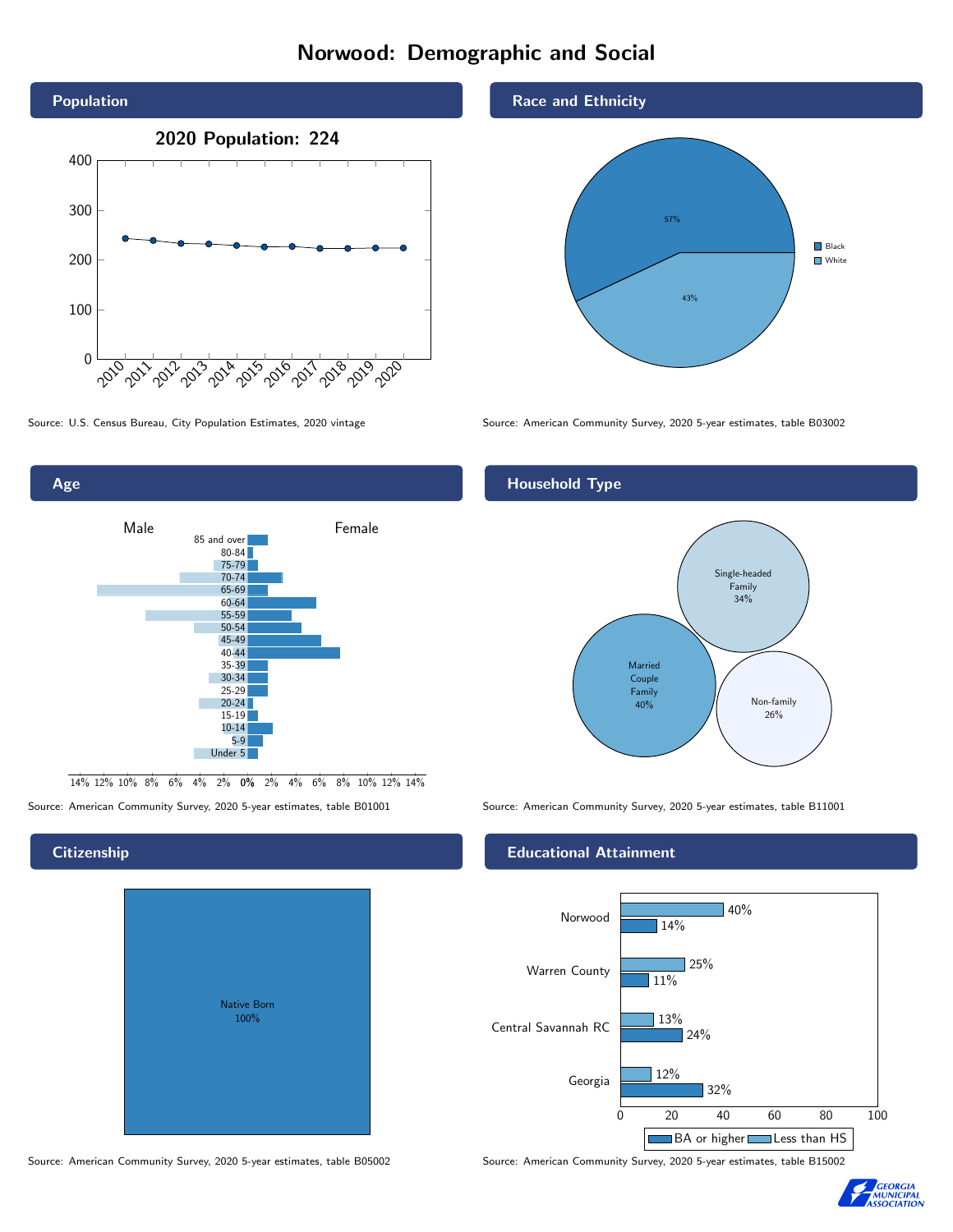# Norwood: Demographic and Social

## Population

2020 Population: 224

Source: U.S. Census Bureau, City Population Estimates, 2020 vintage

## Race and Ethnicity

| Race | Percent |
|---|---|
| Black | 57% |
| White | 43% |

Source: American Community Survey, 2020 5-year estimates, table B03002

## Age

Source: American Community Survey, 2020 5-year estimates, table B01001

## Household Type

| Household Type | Percent |
|---|---|
| Single-headed Family | 34% |
| Married Couple Family | 40% |
| Non-family | 26% |

Source: American Community Survey, 2020 5-year estimates, table B11001

## Citizenship

Native Born 100%

Source: American Community Survey, 2020 5-year estimates, table B05002

## Educational Attainment

| Area | Less than HS | BA or higher |
|---|---|---|
| Norwood | 40% | 14% |
| Warren County | 25% | 11% |
| Central Savannah RC | 13% | 24% |
| Georgia | 12% | 32% |

Source: American Community Survey, 2020 5-year estimates, table B15002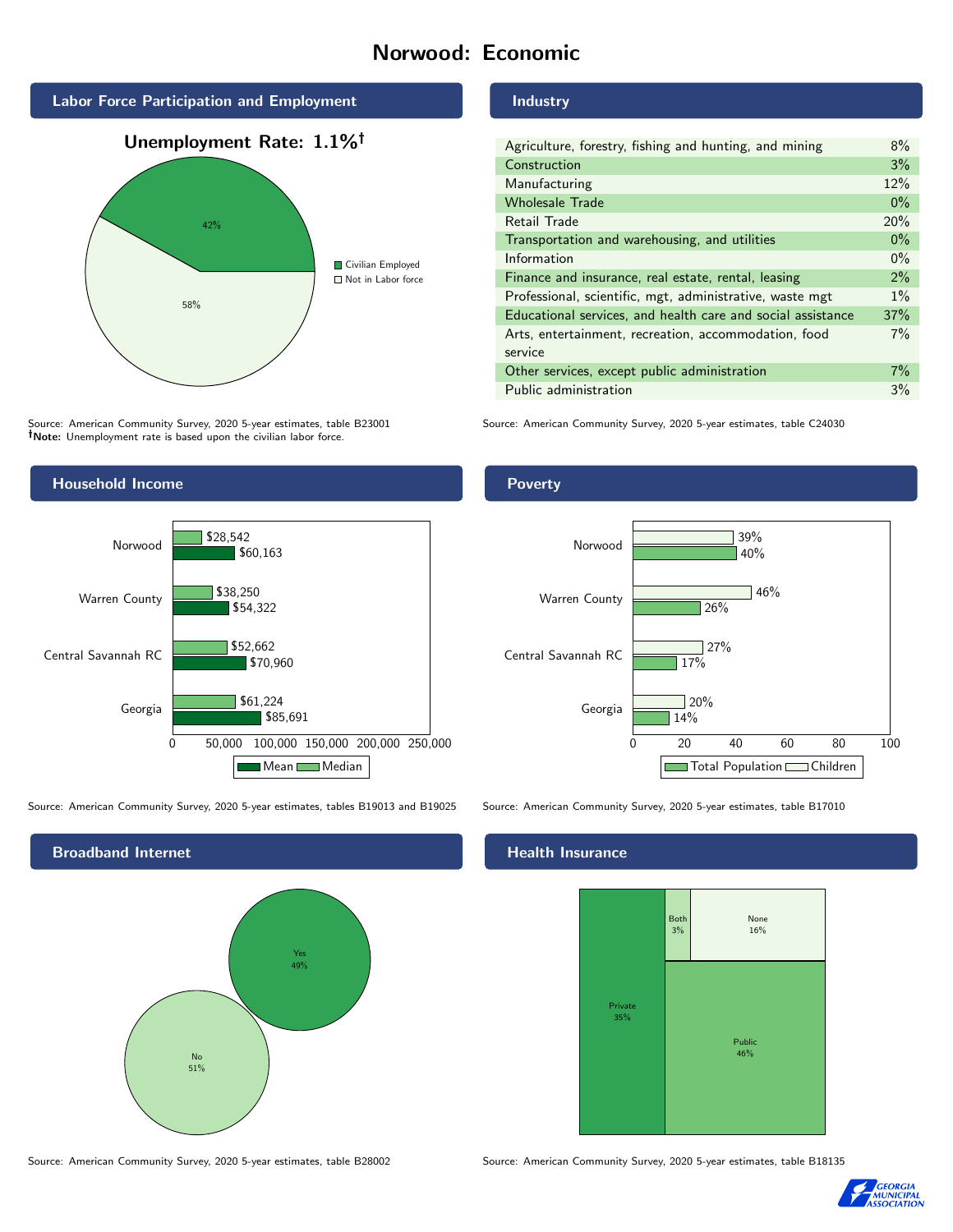# Norwood: Economic

## Labor Force Participation and Employment

**Unemployment Rate: 1.1%†**

| Category | Percent |
|---|---|
| Civilian Employed | 42% |
| Not in Labor force | 58% |

Source: American Community Survey, 2020 5-year estimates, table B23001
**†Note:** Unemployment rate is based upon the civilian labor force.

## Industry

| Industry | Percent |
|---|---|
| Agriculture, forestry, fishing and hunting, and mining | 8% |
| Construction | 3% |
| Manufacturing | 12% |
| Wholesale Trade | 0% |
| Retail Trade | 20% |
| Transportation and warehousing, and utilities | 0% |
| Information | 0% |
| Finance and insurance, real estate, rental, leasing | 2% |
| Professional, scientific, mgt, administrative, waste mgt | 1% |
| Educational services, and health care and social assistance | 37% |
| Arts, entertainment, recreation, accommodation, food service | 7% |
| Other services, except public administration | 7% |
| Public administration | 3% |

Source: American Community Survey, 2020 5-year estimates, table C24030

## Household Income

| Area | Median | Mean |
|---|---|---|
| Norwood | $28,542 | $60,163 |
| Warren County | $38,250 | $54,322 |
| Central Savannah RC | $52,662 | $70,960 |
| Georgia | $61,224 | $85,691 |

Source: American Community Survey, 2020 5-year estimates, tables B19013 and B19025

## Poverty

| Area | Children | Total Population |
|---|---|---|
| Norwood | 39% | 40% |
| Warren County | 46% | 26% |
| Central Savannah RC | 27% | 17% |
| Georgia | 20% | 14% |

Source: American Community Survey, 2020 5-year estimates, table B17010

## Broadband Internet

| Response | Percent |
|---|---|
| Yes | 49% |
| No | 51% |

Source: American Community Survey, 2020 5-year estimates, table B28002

## Health Insurance

| Type | Percent |
|---|---|
| Private | 35% |
| Both | 3% |
| None | 16% |
| Public | 46% |

Source: American Community Survey, 2020 5-year estimates, table B18135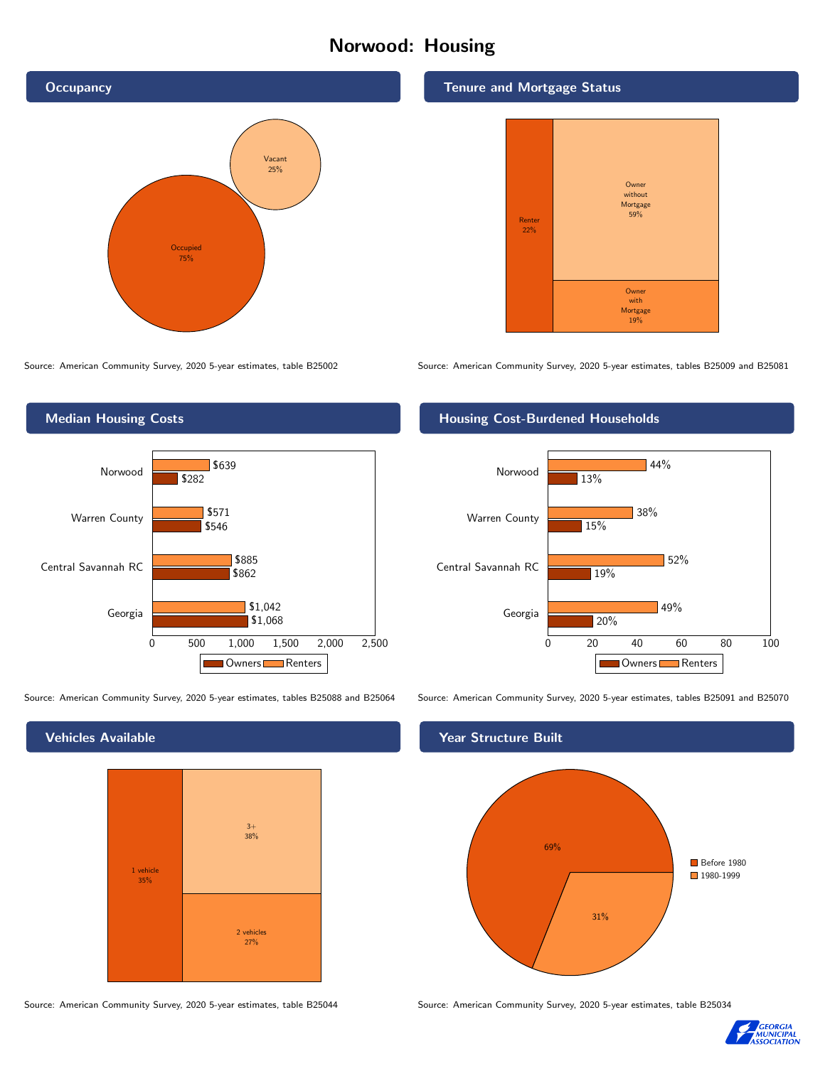# Norwood: Housing

## Occupancy

Vacant
25%

Occupied
75%

Source: American Community Survey, 2020 5-year estimates, table B25002

## Tenure and Mortgage Status

Renter
22%

Owner
without
Mortgage
59%

Owner
with
Mortgage
19%

Source: American Community Survey, 2020 5-year estimates, tables B25009 and B25081

## Median Housing Costs

Norwood
$639
$282

Warren County
$571
$546

Central Savannah RC
$885
$862

Georgia
$1,042
$1,068

0 500 1,000 1,500 2,000 2,500

Owners Renters

Source: American Community Survey, 2020 5-year estimates, tables B25088 and B25064

## Housing Cost-Burdened Households

Norwood
44%
13%

Warren County
38%
15%

Central Savannah RC
52%
19%

Georgia
49%
20%

0 20 40 60 80 100

Owners Renters

Source: American Community Survey, 2020 5-year estimates, tables B25091 and B25070

## Vehicles Available

1 vehicle
35%

3+
38%

2 vehicles
27%

Source: American Community Survey, 2020 5-year estimates, table B25044

## Year Structure Built

69%

31%

Before 1980
1980-1999

Source: American Community Survey, 2020 5-year estimates, table B25034

GEORGIA MUNICIPAL ASSOCIATION